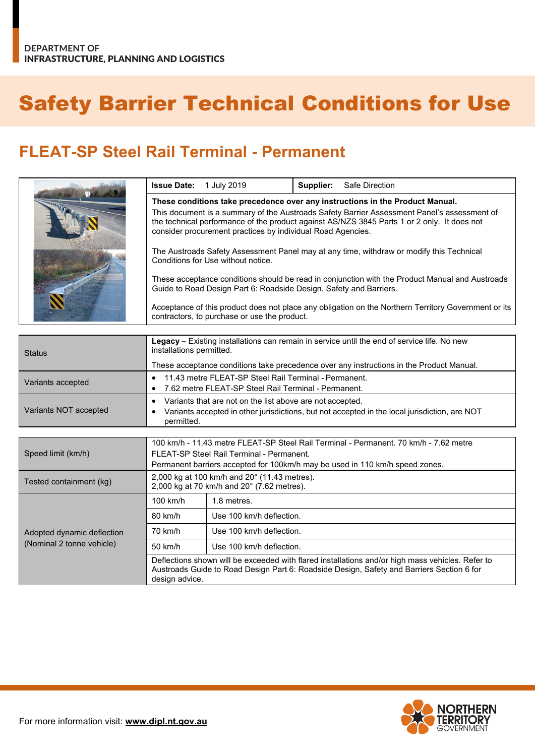DEPARTMENT OF
INFRASTRUCTURE, PLANNING AND LOGISTICS

# Safety Barrier Technical Conditions for Use

## FLEAT-SP Steel Rail Terminal - Permanent

| | | |
|---|---|---|
| **Issue Date:** 1 July 2019 | **Supplier:** Safe Direction | |

**These conditions take precedence over any instructions in the Product Manual.**

This document is a summary of the Austroads Safety Barrier Assessment Panel's assessment of the technical performance of the product against AS/NZS 3845 Parts 1 or 2 only. It does not consider procurement practices by individual Road Agencies.

The Austroads Safety Assessment Panel may at any time, withdraw or modify this Technical Conditions for Use without notice.

These acceptance conditions should be read in conjunction with the Product Manual and Austroads Guide to Road Design Part 6: Roadside Design, Safety and Barriers.

Acceptance of this product does not place any obligation on the Northern Territory Government or its contractors, to purchase or use the product.

| | |
|---|---|
| Status | **Legacy** – Existing installations can remain in service until the end of service life. No new installations permitted.<br><br>These acceptance conditions take precedence over any instructions in the Product Manual. |
| Variants accepted | • 11.43 metre FLEAT-SP Steel Rail Terminal - Permanent.<br>• 7.62 metre FLEAT-SP Steel Rail Terminal - Permanent. |
| Variants NOT accepted | • Variants that are not on the list above are not accepted.<br>• Variants accepted in other jurisdictions, but not accepted in the local jurisdiction, are NOT permitted. |

| | | |
|---|---|---|
| Speed limit (km/h) | 100 km/h - 11.43 metre FLEAT-SP Steel Rail Terminal - Permanent. 70 km/h - 7.62 metre FLEAT-SP Steel Rail Terminal - Permanent.<br>Permanent barriers accepted for 100km/h may be used in 110 km/h speed zones. | |
| Tested containment (kg) | 2,000 kg at 100 km/h and 20° (11.43 metres).<br>2,000 kg at 70 km/h and 20° (7.62 metres). | |
| Adopted dynamic deflection (Nominal 2 tonne vehicle) | 100 km/h | 1.8 metres. |
| | 80 km/h | Use 100 km/h deflection. |
| | 70 km/h | Use 100 km/h deflection. |
| | 50 km/h | Use 100 km/h deflection. |
| | Deflections shown will be exceeded with flared installations and/or high mass vehicles. Refer to Austroads Guide to Road Design Part 6: Roadside Design, Safety and Barriers Section 6 for design advice. | |

For more information visit: **www.dipl.nt.gov.au**

NORTHERN TERRITORY GOVERNMENT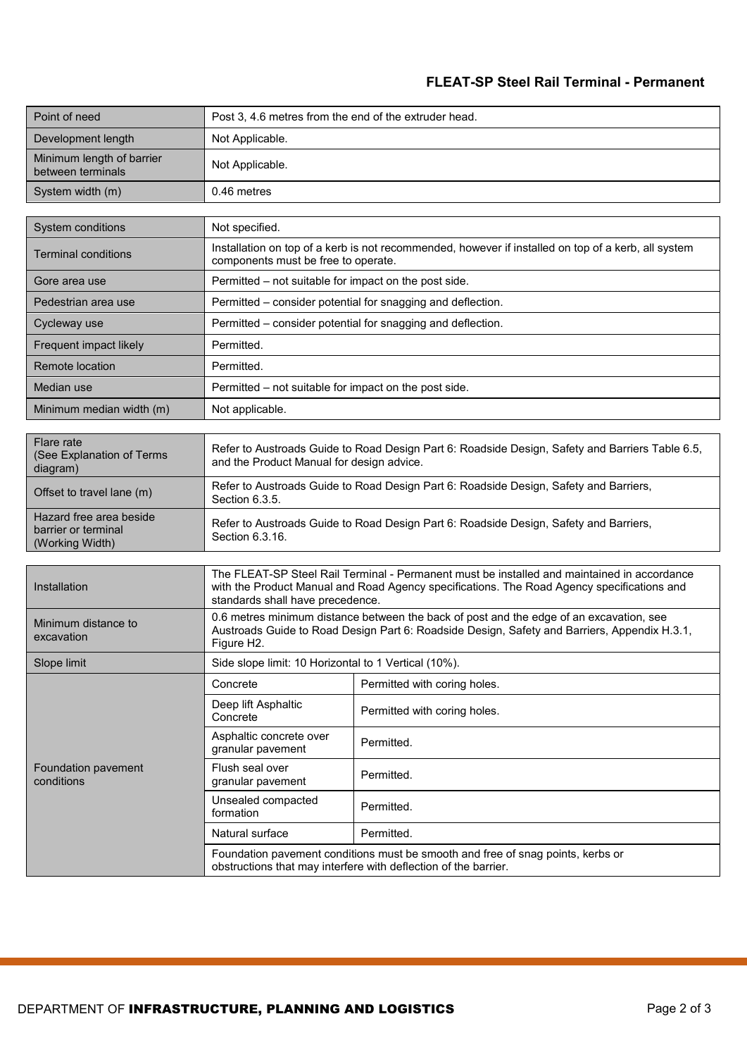**FLEAT-SP Steel Rail Terminal - Permanent**

| | |
|---|---|
| Point of need | Post 3, 4.6 metres from the end of the extruder head. |
| Development length | Not Applicable. |
| Minimum length of barrier between terminals | Not Applicable. |
| System width (m) | 0.46 metres |

| | |
|---|---|
| System conditions | Not specified. |
| Terminal conditions | Installation on top of a kerb is not recommended, however if installed on top of a kerb, all system components must be free to operate. |
| Gore area use | Permitted – not suitable for impact on the post side. |
| Pedestrian area use | Permitted – consider potential for snagging and deflection. |
| Cycleway use | Permitted – consider potential for snagging and deflection. |
| Frequent impact likely | Permitted. |
| Remote location | Permitted. |
| Median use | Permitted – not suitable for impact on the post side. |
| Minimum median width (m) | Not applicable. |

| | |
|---|---|
| Flare rate (See Explanation of Terms diagram) | Refer to Austroads Guide to Road Design Part 6: Roadside Design, Safety and Barriers Table 6.5, and the Product Manual for design advice. |
| Offset to travel lane (m) | Refer to Austroads Guide to Road Design Part 6: Roadside Design, Safety and Barriers, Section 6.3.5. |
| Hazard free area beside barrier or terminal (Working Width) | Refer to Austroads Guide to Road Design Part 6: Roadside Design, Safety and Barriers, Section 6.3.16. |

| | | |
|---|---|---|
| Installation | The FLEAT-SP Steel Rail Terminal - Permanent must be installed and maintained in accordance with the Product Manual and Road Agency specifications. The Road Agency specifications and standards shall have precedence. | |
| Minimum distance to excavation | 0.6 metres minimum distance between the back of post and the edge of an excavation, see Austroads Guide to Road Design Part 6: Roadside Design, Safety and Barriers, Appendix H.3.1, Figure H2. | |
| Slope limit | Side slope limit: 10 Horizontal to 1 Vertical (10%). | |
| Foundation pavement conditions | Concrete | Permitted with coring holes. |
| | Deep lift Asphaltic Concrete | Permitted with coring holes. |
| | Asphaltic concrete over granular pavement | Permitted. |
| | Flush seal over granular pavement | Permitted. |
| | Unsealed compacted formation | Permitted. |
| | Natural surface | Permitted. |
| | Foundation pavement conditions must be smooth and free of snag points, kerbs or obstructions that may interfere with deflection of the barrier. | |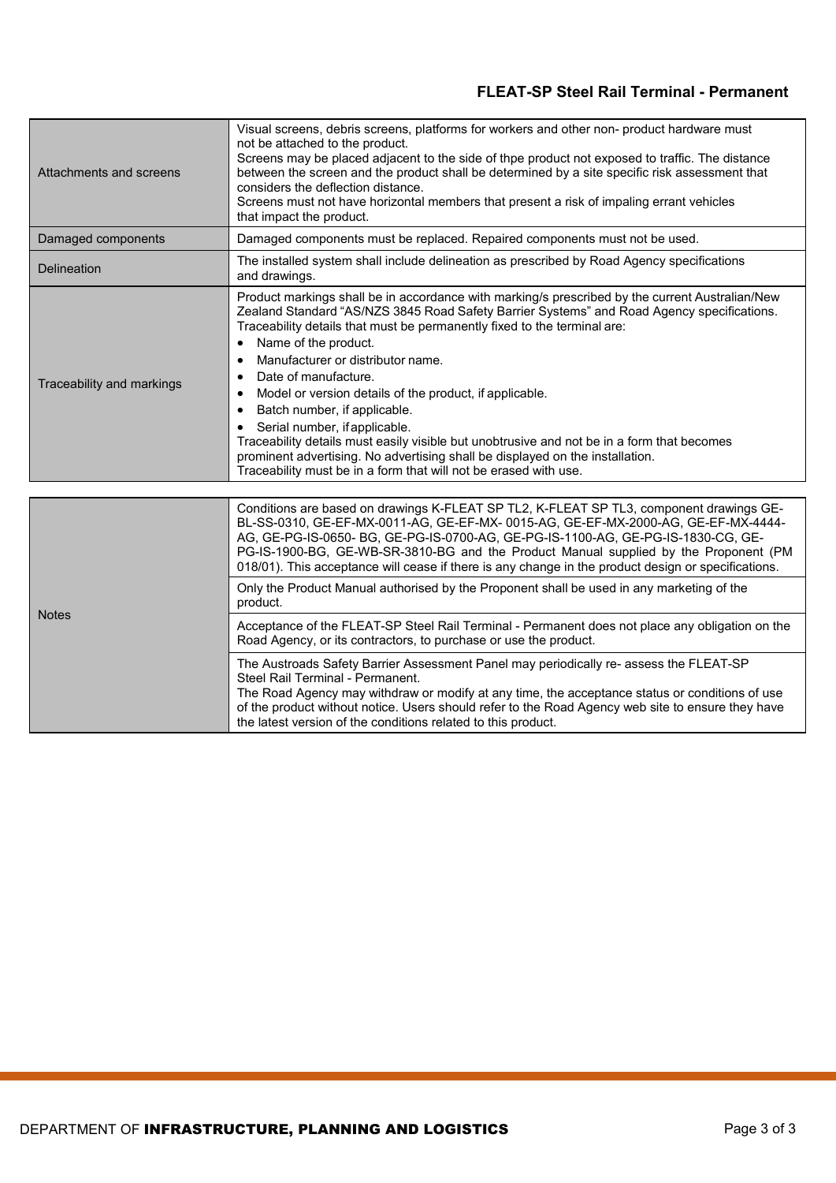| | |
|---|---|
| Attachments and screens | Visual screens, debris screens, platforms for workers and other non- product hardware must not be attached to the product.<br>Screens may be placed adjacent to the side of thpe product not exposed to traffic. The distance between the screen and the product shall be determined by a site specific risk assessment that considers the deflection distance.<br>Screens must not have horizontal members that present a risk of impaling errant vehicles that impact the product. |
| Damaged components | Damaged components must be replaced. Repaired components must not be used. |
| Delineation | The installed system shall include delineation as prescribed by Road Agency specifications and drawings. |
| Traceability and markings | Product markings shall be in accordance with marking/s prescribed by the current Australian/New Zealand Standard "AS/NZS 3845 Road Safety Barrier Systems" and Road Agency specifications.<br>Traceability details that must be permanently fixed to the terminal are:<br>• Name of the product.<br>• Manufacturer or distributor name.<br>• Date of manufacture.<br>• Model or version details of the product, if applicable.<br>• Batch number, if applicable.<br>• Serial number, if applicable.<br>Traceability details must easily visible but unobtrusive and not be in a form that becomes prominent advertising. No advertising shall be displayed on the installation.<br>Traceability must be in a form that will not be erased with use. |

| | |
|---|---|
| Notes | Conditions are based on drawings K-FLEAT SP TL2, K-FLEAT SP TL3, component drawings GE-BL-SS-0310, GE-EF-MX-0011-AG, GE-EF-MX- 0015-AG, GE-EF-MX-2000-AG, GE-EF-MX-4444-AG, GE-PG-IS-0650- BG, GE-PG-IS-0700-AG, GE-PG-IS-1100-AG, GE-PG-IS-1830-CG, GE-PG-IS-1900-BG, GE-WB-SR-3810-BG and the Product Manual supplied by the Proponent (PM 018/01). This acceptance will cease if there is any change in the product design or specifications. |
| | Only the Product Manual authorised by the Proponent shall be used in any marketing of the product. |
| | Acceptance of the FLEAT-SP Steel Rail Terminal - Permanent does not place any obligation on the Road Agency, or its contractors, to purchase or use the product. |
| | The Austroads Safety Barrier Assessment Panel may periodically re- assess the FLEAT-SP Steel Rail Terminal - Permanent.<br>The Road Agency may withdraw or modify at any time, the acceptance status or conditions of use of the product without notice. Users should refer to the Road Agency web site to ensure they have the latest version of the conditions related to this product. |